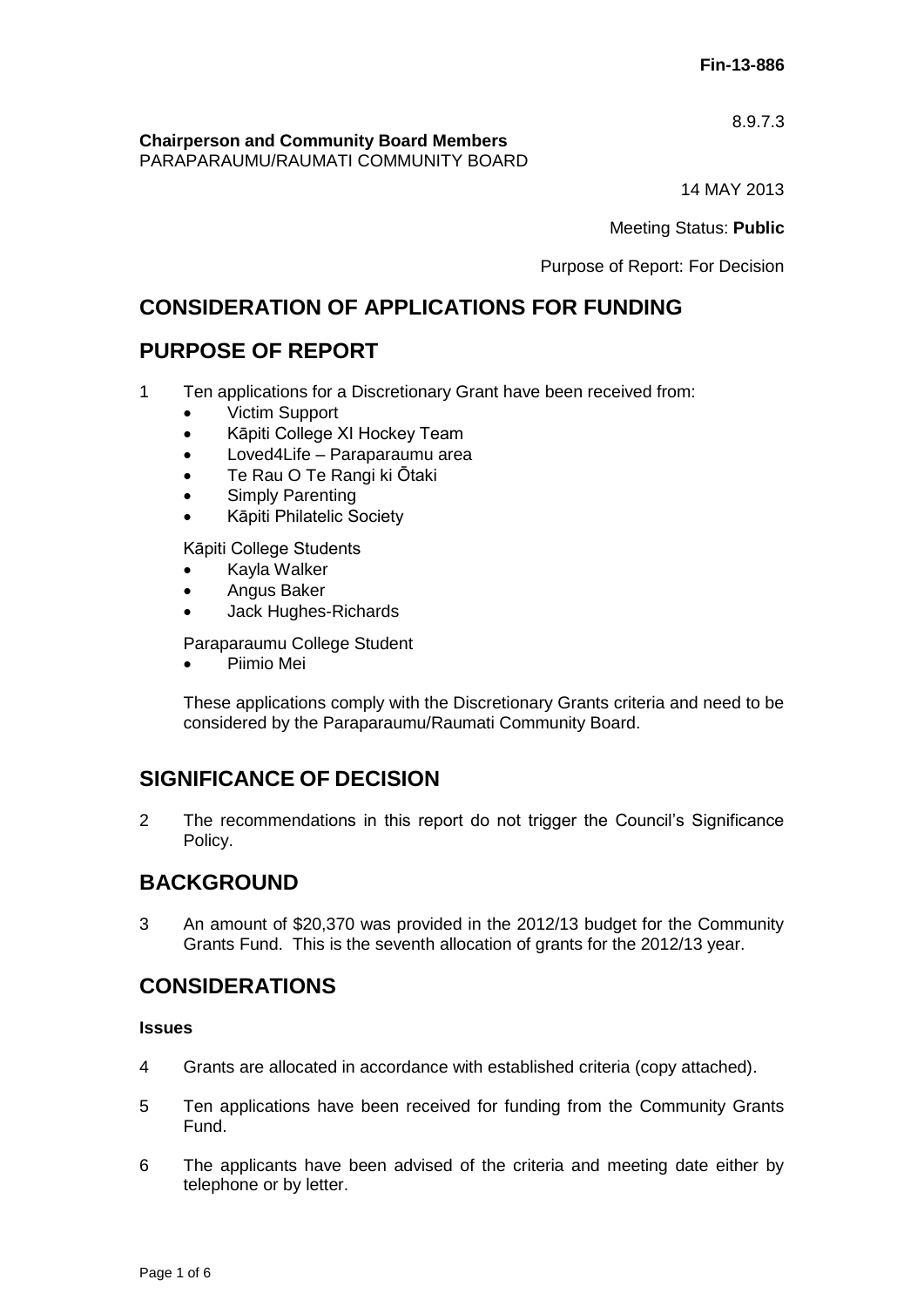**Fin-13-886**

8.9.7.3

**Chairperson and Community Board Members**
PARAPARAUMU/RAUMATI COMMUNITY BOARD

14 MAY 2013

Meeting Status: **Public**

Purpose of Report: For Decision

# CONSIDERATION OF APPLICATIONS FOR FUNDING

## PURPOSE OF REPORT

1 Ten applications for a Discretionary Grant have been received from:

- Victim Support
- Kāpiti College XI Hockey Team
- Loved4Life – Paraparaumu area
- Te Rau O Te Rangi ki Ōtaki
- Simply Parenting
- Kāpiti Philatelic Society

Kāpiti College Students

- Kayla Walker
- Angus Baker
- Jack Hughes-Richards

Paraparaumu College Student

- Piimio Mei

These applications comply with the Discretionary Grants criteria and need to be considered by the Paraparaumu/Raumati Community Board.

## SIGNIFICANCE OF DECISION

2 The recommendations in this report do not trigger the Council's Significance Policy.

## BACKGROUND

3 An amount of $20,370 was provided in the 2012/13 budget for the Community Grants Fund. This is the seventh allocation of grants for the 2012/13 year.

## CONSIDERATIONS

### Issues

4 Grants are allocated in accordance with established criteria (copy attached).

5 Ten applications have been received for funding from the Community Grants Fund.

6 The applicants have been advised of the criteria and meeting date either by telephone or by letter.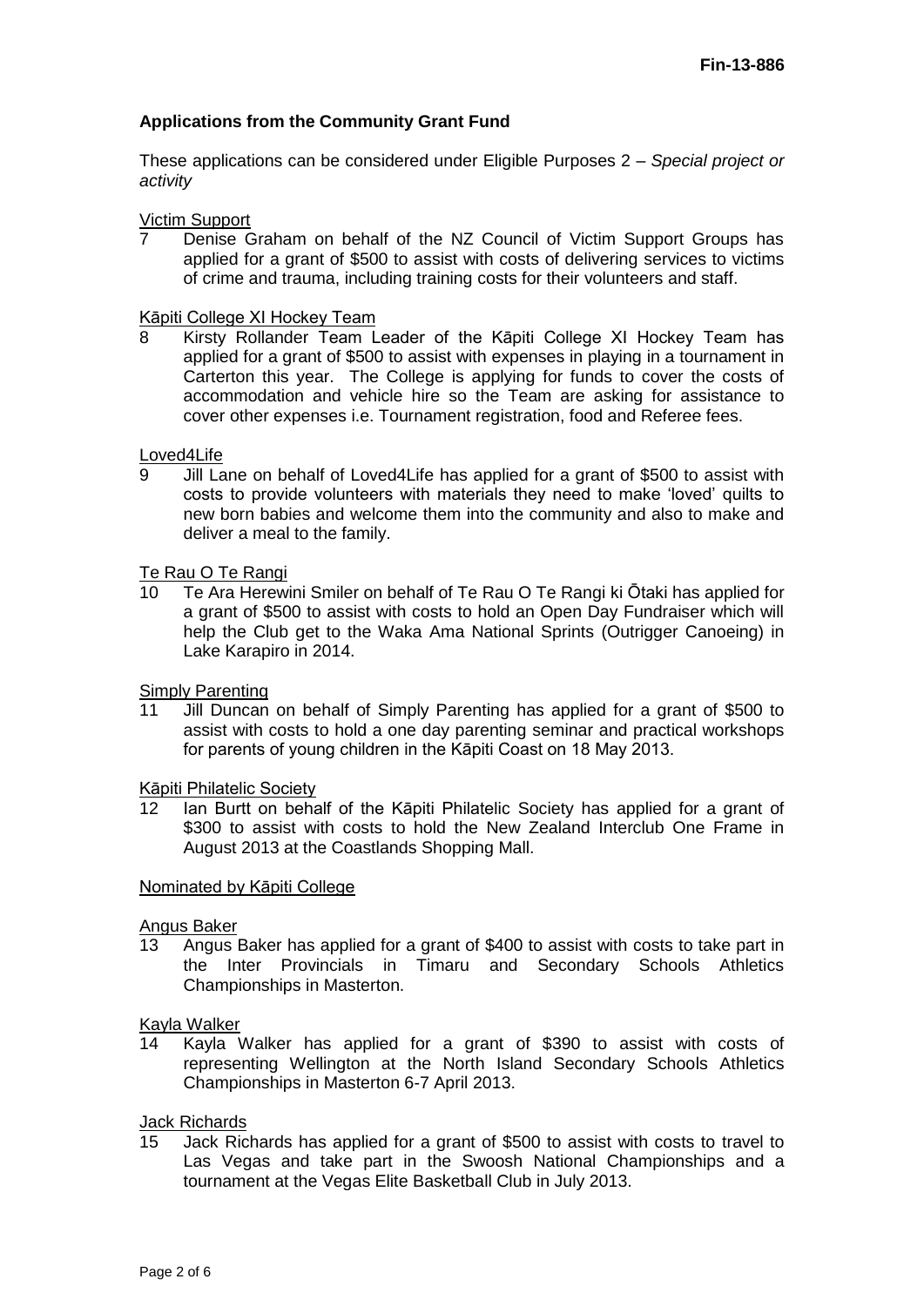**Fin-13-886**

**Applications from the Community Grant Fund**

These applications can be considered under Eligible Purposes 2 – *Special project or activity*

Victim Support

7 Denise Graham on behalf of the NZ Council of Victim Support Groups has applied for a grant of $500 to assist with costs of delivering services to victims of crime and trauma, including training costs for their volunteers and staff.

Kāpiti College XI Hockey Team

8 Kirsty Rollander Team Leader of the Kāpiti College XI Hockey Team has applied for a grant of $500 to assist with expenses in playing in a tournament in Carterton this year. The College is applying for funds to cover the costs of accommodation and vehicle hire so the Team are asking for assistance to cover other expenses i.e. Tournament registration, food and Referee fees.

Loved4Life

9 Jill Lane on behalf of Loved4Life has applied for a grant of $500 to assist with costs to provide volunteers with materials they need to make 'loved' quilts to new born babies and welcome them into the community and also to make and deliver a meal to the family.

Te Rau O Te Rangi

10 Te Ara Herewini Smiler on behalf of Te Rau O Te Rangi ki Ōtaki has applied for a grant of $500 to assist with costs to hold an Open Day Fundraiser which will help the Club get to the Waka Ama National Sprints (Outrigger Canoeing) in Lake Karapiro in 2014.

Simply Parenting

11 Jill Duncan on behalf of Simply Parenting has applied for a grant of $500 to assist with costs to hold a one day parenting seminar and practical workshops for parents of young children in the Kāpiti Coast on 18 May 2013.

Kāpiti Philatelic Society

12 Ian Burtt on behalf of the Kāpiti Philatelic Society has applied for a grant of $300 to assist with costs to hold the New Zealand Interclub One Frame in August 2013 at the Coastlands Shopping Mall.

Nominated by Kāpiti College

Angus Baker

13 Angus Baker has applied for a grant of $400 to assist with costs to take part in the Inter Provincials in Timaru and Secondary Schools Athletics Championships in Masterton.

Kayla Walker

14 Kayla Walker has applied for a grant of $390 to assist with costs of representing Wellington at the North Island Secondary Schools Athletics Championships in Masterton 6-7 April 2013.

Jack Richards

15 Jack Richards has applied for a grant of $500 to assist with costs to travel to Las Vegas and take part in the Swoosh National Championships and a tournament at the Vegas Elite Basketball Club in July 2013.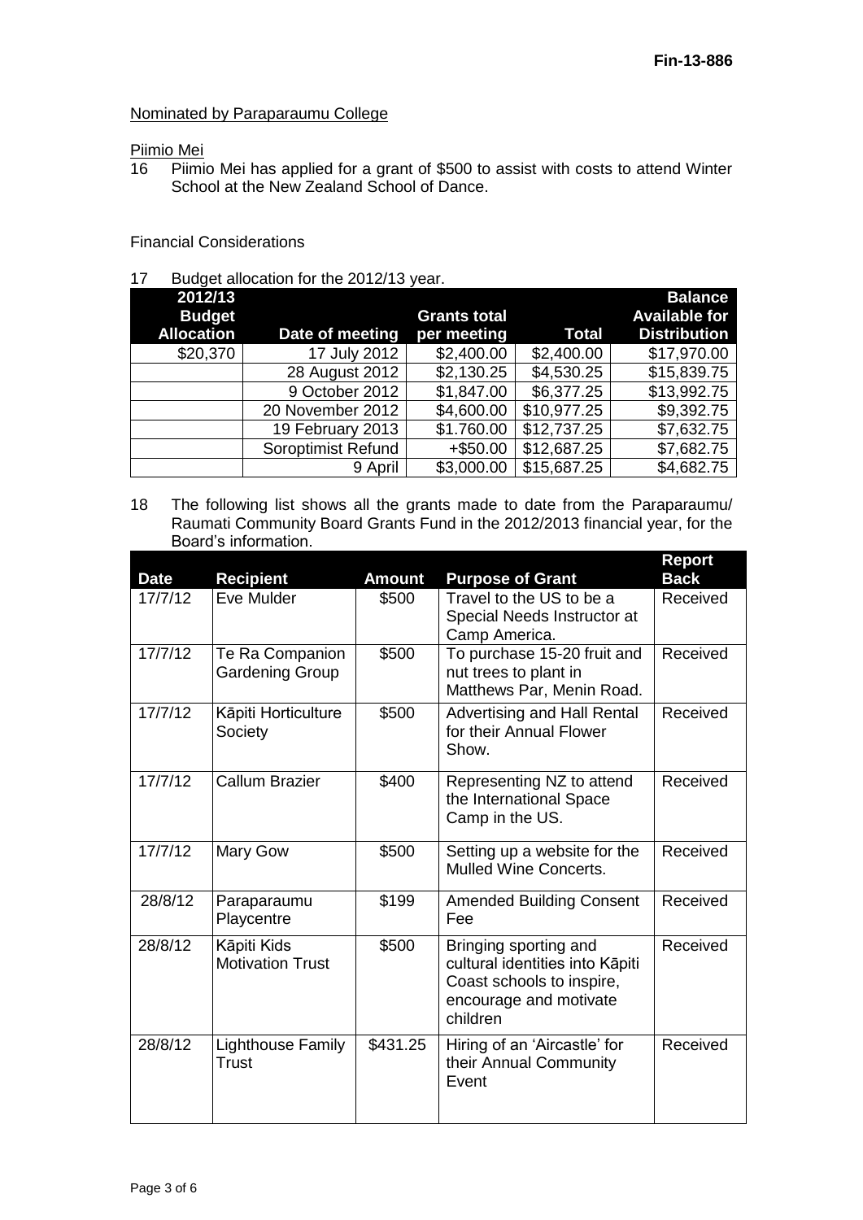Fin-13-886

Nominated by Paraparaumu College

Piimio Mei

16 Piimio Mei has applied for a grant of $500 to assist with costs to attend Winter School at the New Zealand School of Dance.

Financial Considerations

17 Budget allocation for the 2012/13 year.

| 2012/13 Budget Allocation | Date of meeting | Grants total per meeting | Total | Balance Available for Distribution |
|---|---|---|---|---|
| $20,370 | 17 July 2012 | $2,400.00 | $2,400.00 | $17,970.00 |
| | 28 August 2012 | $2,130.25 | $4,530.25 | $15,839.75 |
| | 9 October 2012 | $1,847.00 | $6,377.25 | $13,992.75 |
| | 20 November 2012 | $4,600.00 | $10,977.25 | $9,392.75 |
| | 19 February 2013 | $1.760.00 | $12,737.25 | $7,632.75 |
| | Soroptimist Refund | +$50.00 | $12,687.25 | $7,682.75 |
| | 9 April | $3,000.00 | $15,687.25 | $4,682.75 |

18 The following list shows all the grants made to date from the Paraparaumu/ Raumati Community Board Grants Fund in the 2012/2013 financial year, for the Board's information.

| Date | Recipient | Amount | Purpose of Grant | Report Back |
|---|---|---|---|---|
| 17/7/12 | Eve Mulder | $500 | Travel to the US to be a Special Needs Instructor at Camp America. | Received |
| 17/7/12 | Te Ra Companion Gardening Group | $500 | To purchase 15-20 fruit and nut trees to plant in Matthews Par, Menin Road. | Received |
| 17/7/12 | Kāpiti Horticulture Society | $500 | Advertising and Hall Rental for their Annual Flower Show. | Received |
| 17/7/12 | Callum Brazier | $400 | Representing NZ to attend the International Space Camp in the US. | Received |
| 17/7/12 | Mary Gow | $500 | Setting up a website for the Mulled Wine Concerts. | Received |
| 28/8/12 | Paraparaumu Playcentre | $199 | Amended Building Consent Fee | Received |
| 28/8/12 | Kāpiti Kids Motivation Trust | $500 | Bringing sporting and cultural identities into Kāpiti Coast schools to inspire, encourage and motivate children | Received |
| 28/8/12 | Lighthouse Family Trust | $431.25 | Hiring of an 'Aircastle' for their Annual Community Event | Received |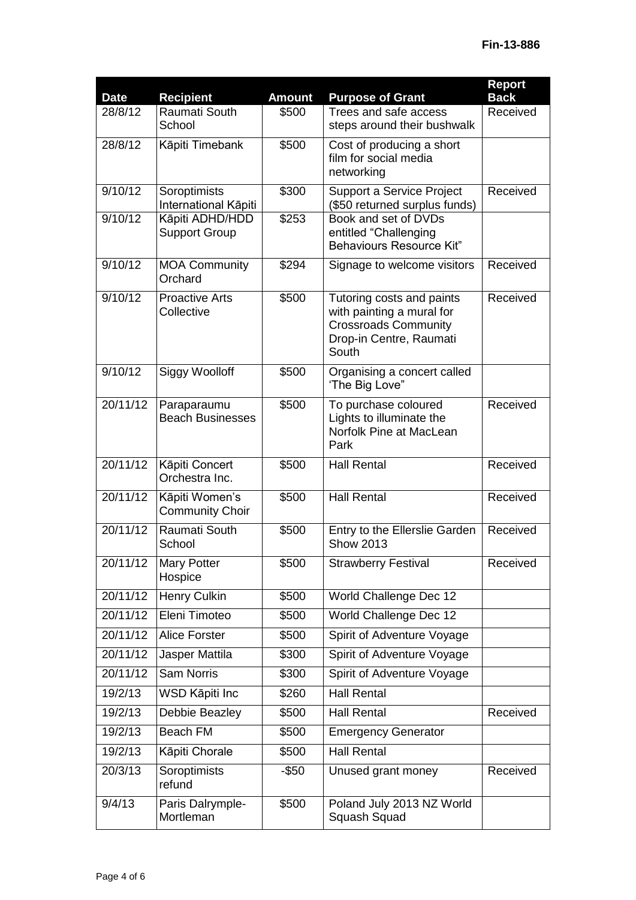Fin-13-886

| Date | Recipient | Amount | Purpose of Grant | Report Back |
|---|---|---|---|---|
| 28/8/12 | Raumati South School | $500 | Trees and safe access steps around their bushwalk | Received |
| 28/8/12 | Kāpiti Timebank | $500 | Cost of producing a short film for social media networking | |
| 9/10/12 | Soroptimists International Kāpiti | $300 | Support a Service Project ($50 returned surplus funds) | Received |
| 9/10/12 | Kāpiti ADHD/HDD Support Group | $253 | Book and set of DVDs entitled "Challenging Behaviours Resource Kit" | |
| 9/10/12 | MOA Community Orchard | $294 | Signage to welcome visitors | Received |
| 9/10/12 | Proactive Arts Collective | $500 | Tutoring costs and paints with painting a mural for Crossroads Community Drop-in Centre, Raumati South | Received |
| 9/10/12 | Siggy Woolloff | $500 | Organising a concert called 'The Big Love" | |
| 20/11/12 | Paraparaumu Beach Businesses | $500 | To purchase coloured Lights to illuminate the Norfolk Pine at MacLean Park | Received |
| 20/11/12 | Kāpiti Concert Orchestra Inc. | $500 | Hall Rental | Received |
| 20/11/12 | Kāpiti Women's Community Choir | $500 | Hall Rental | Received |
| 20/11/12 | Raumati South School | $500 | Entry to the Ellerslie Garden Show 2013 | Received |
| 20/11/12 | Mary Potter Hospice | $500 | Strawberry Festival | Received |
| 20/11/12 | Henry Culkin | $500 | World Challenge Dec 12 | |
| 20/11/12 | Eleni Timoteo | $500 | World Challenge Dec 12 | |
| 20/11/12 | Alice Forster | $500 | Spirit of Adventure Voyage | |
| 20/11/12 | Jasper Mattila | $300 | Spirit of Adventure Voyage | |
| 20/11/12 | Sam Norris | $300 | Spirit of Adventure Voyage | |
| 19/2/13 | WSD Kāpiti Inc | $260 | Hall Rental | |
| 19/2/13 | Debbie Beazley | $500 | Hall Rental | Received |
| 19/2/13 | Beach FM | $500 | Emergency Generator | |
| 19/2/13 | Kāpiti Chorale | $500 | Hall Rental | |
| 20/3/13 | Soroptimists refund | -$50 | Unused grant money | Received |
| 9/4/13 | Paris Dalrymple-Mortleman | $500 | Poland July 2013 NZ World Squash Squad | |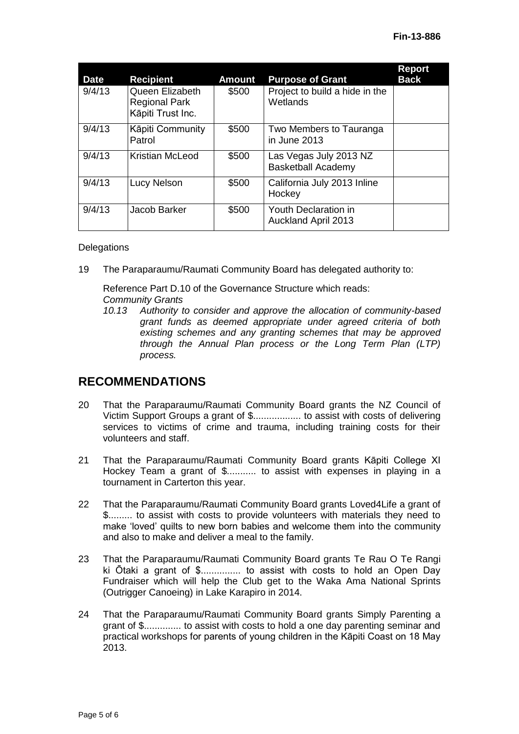| Date | Recipient | Amount | Purpose of Grant | Report Back |
|---|---|---|---|---|
| 9/4/13 | Queen Elizabeth Regional Park Kāpiti Trust Inc. | $500 | Project to build a hide in the Wetlands | |
| 9/4/13 | Kāpiti Community Patrol | $500 | Two Members to Tauranga in June 2013 | |
| 9/4/13 | Kristian McLeod | $500 | Las Vegas July 2013 NZ Basketball Academy | |
| 9/4/13 | Lucy Nelson | $500 | California July 2013 Inline Hockey | |
| 9/4/13 | Jacob Barker | $500 | Youth Declaration in Auckland April 2013 | |

Delegations

19 The Paraparaumu/Raumati Community Board has delegated authority to:

Reference Part D.10 of the Governance Structure which reads:
*Community Grants*
*10.13 Authority to consider and approve the allocation of community-based grant funds as deemed appropriate under agreed criteria of both existing schemes and any granting schemes that may be approved through the Annual Plan process or the Long Term Plan (LTP) process.*

## RECOMMENDATIONS

20 That the Paraparaumu/Raumati Community Board grants the NZ Council of Victim Support Groups a grant of $.................. to assist with costs of delivering services to victims of crime and trauma, including training costs for their volunteers and staff.

21 That the Paraparaumu/Raumati Community Board grants Kāpiti College XI Hockey Team a grant of $........... to assist with expenses in playing in a tournament in Carterton this year.

22 That the Paraparaumu/Raumati Community Board grants Loved4Life a grant of $......... to assist with costs to provide volunteers with materials they need to make 'loved' quilts to new born babies and welcome them into the community and also to make and deliver a meal to the family.

23 That the Paraparaumu/Raumati Community Board grants Te Rau O Te Rangi ki Ōtaki a grant of $............... to assist with costs to hold an Open Day Fundraiser which will help the Club get to the Waka Ama National Sprints (Outrigger Canoeing) in Lake Karapiro in 2014.

24 That the Paraparaumu/Raumati Community Board grants Simply Parenting a grant of $.............. to assist with costs to hold a one day parenting seminar and practical workshops for parents of young children in the Kāpiti Coast on 18 May 2013.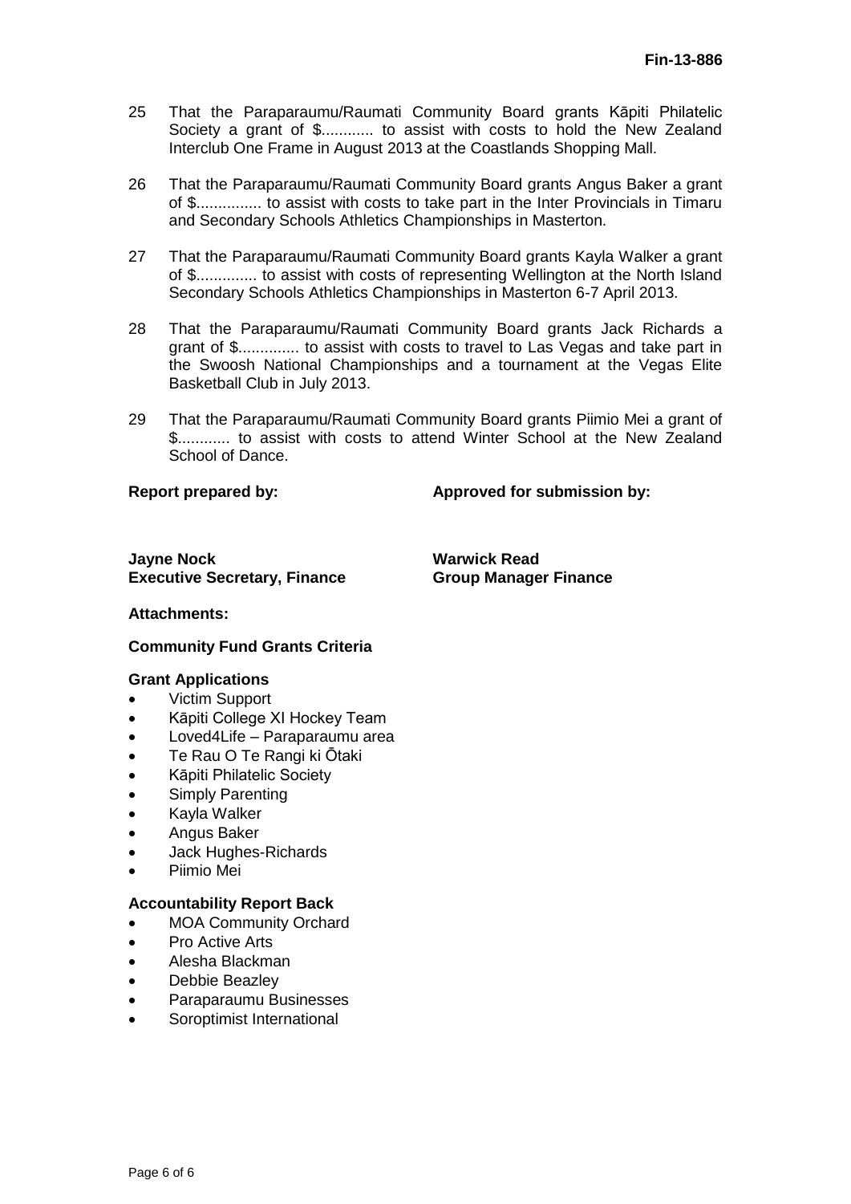25 That the Paraparaumu/Raumati Community Board grants Kāpiti Philatelic Society a grant of $............ to assist with costs to hold the New Zealand Interclub One Frame in August 2013 at the Coastlands Shopping Mall.

26 That the Paraparaumu/Raumati Community Board grants Angus Baker a grant of $............... to assist with costs to take part in the Inter Provincials in Timaru and Secondary Schools Athletics Championships in Masterton.

27 That the Paraparaumu/Raumati Community Board grants Kayla Walker a grant of $.............. to assist with costs of representing Wellington at the North Island Secondary Schools Athletics Championships in Masterton 6-7 April 2013.

28 That the Paraparaumu/Raumati Community Board grants Jack Richards a grant of $.............. to assist with costs to travel to Las Vegas and take part in the Swoosh National Championships and a tournament at the Vegas Elite Basketball Club in July 2013.

29 That the Paraparaumu/Raumati Community Board grants Piimio Mei a grant of $............ to assist with costs to attend Winter School at the New Zealand School of Dance.

**Report prepared by:** **Approved for submission by:**

**Jayne Nock**
**Executive Secretary, Finance**

**Warwick Read**
**Group Manager Finance**

**Attachments:**

**Community Fund Grants Criteria**

**Grant Applications**

- Victim Support
- Kāpiti College XI Hockey Team
- Loved4Life – Paraparaumu area
- Te Rau O Te Rangi ki Ōtaki
- Kāpiti Philatelic Society
- Simply Parenting
- Kayla Walker
- Angus Baker
- Jack Hughes-Richards
- Piimio Mei

**Accountability Report Back**

- MOA Community Orchard
- Pro Active Arts
- Alesha Blackman
- Debbie Beazley
- Paraparaumu Businesses
- Soroptimist International